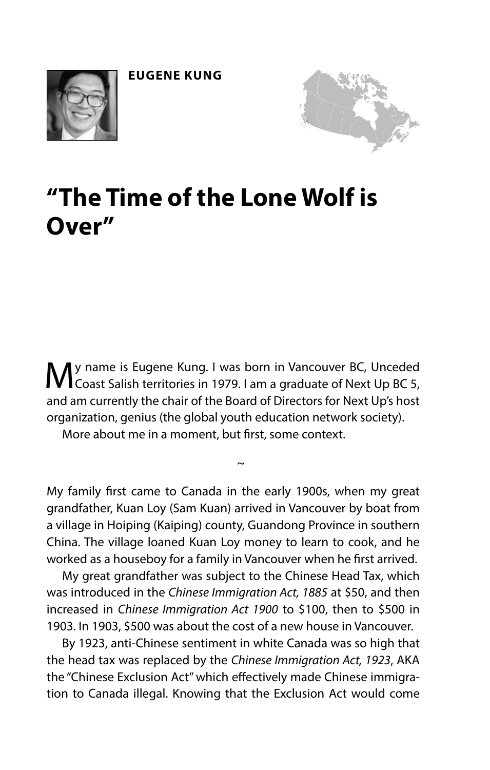**EUGENE KUNG**

# "The Time of the Lone Wolf is Over"

My name is Eugene Kung. I was born in Vancouver BC, Unceded Coast Salish territories in 1979. I am a graduate of Next Up BC 5, and am currently the chair of the Board of Directors for Next Up's host organization, genius (the global youth education network society).

More about me in a moment, but first, some context.

~

My family first came to Canada in the early 1900s, when my great grandfather, Kuan Loy (Sam Kuan) arrived in Vancouver by boat from a village in Hoiping (Kaiping) county, Guandong Province in southern China. The village loaned Kuan Loy money to learn to cook, and he worked as a houseboy for a family in Vancouver when he first arrived.

My great grandfather was subject to the Chinese Head Tax, which was introduced in the *Chinese Immigration Act, 1885* at $50, and then increased in *Chinese Immigration Act 1900* to $100, then to $500 in 1903. In 1903, $500 was about the cost of a new house in Vancouver.

By 1923, anti-Chinese sentiment in white Canada was so high that the head tax was replaced by the *Chinese Immigration Act, 1923*, AKA the "Chinese Exclusion Act" which effectively made Chinese immigration to Canada illegal. Knowing that the Exclusion Act would come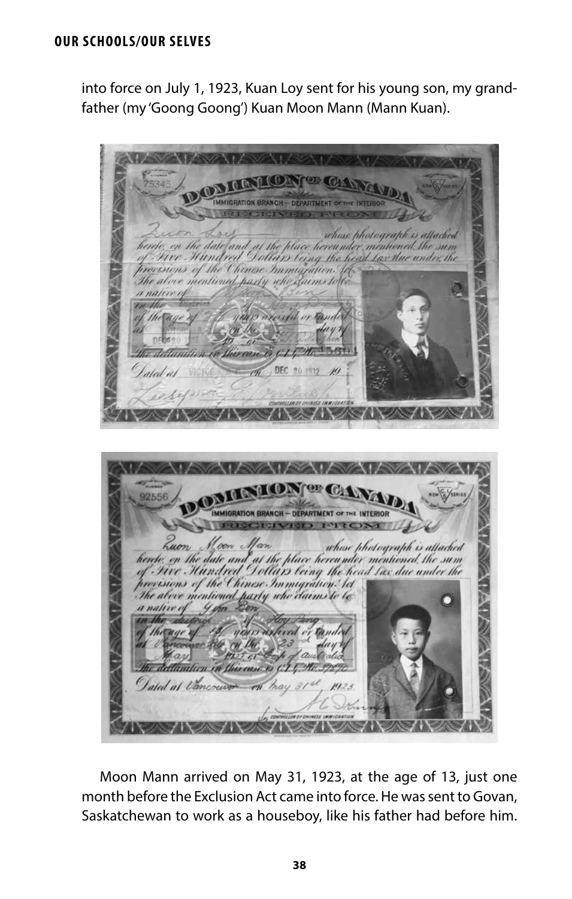into force on July 1, 1923, Kuan Loy sent for his young son, my grandfather (my 'Goong Goong') Kuan Moon Mann (Mann Kuan).

Moon Mann arrived on May 31, 1923, at the age of 13, just one month before the Exclusion Act came into force. He was sent to Govan, Saskatchewan to work as a houseboy, like his father had before him.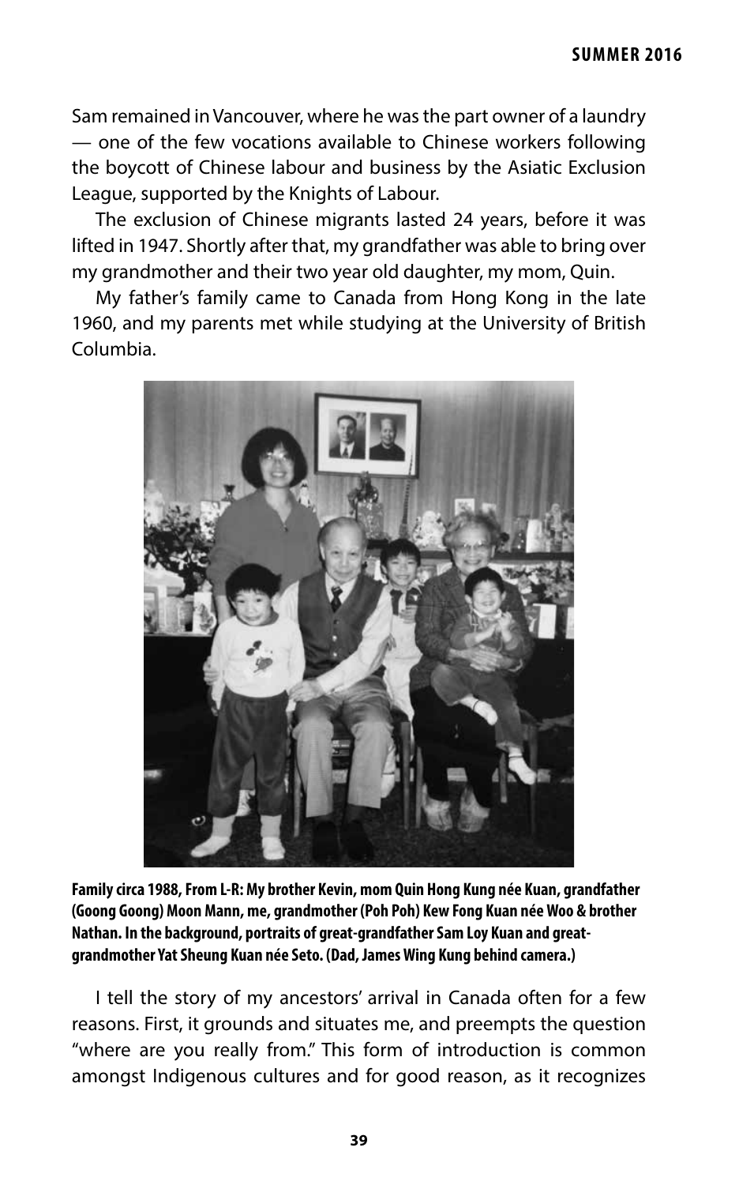Sam remained in Vancouver, where he was the part owner of a laundry — one of the few vocations available to Chinese workers following the boycott of Chinese labour and business by the Asiatic Exclusion League, supported by the Knights of Labour.

The exclusion of Chinese migrants lasted 24 years, before it was lifted in 1947. Shortly after that, my grandfather was able to bring over my grandmother and their two year old daughter, my mom, Quin.

My father's family came to Canada from Hong Kong in the late 1960, and my parents met while studying at the University of British Columbia.

**Family circa 1988, From L-R: My brother Kevin, mom Quin Hong Kung née Kuan, grandfather (Goong Goong) Moon Mann, me, grandmother (Poh Poh) Kew Fong Kuan née Woo & brother Nathan. In the background, portraits of great-grandfather Sam Loy Kuan and great-grandmother Yat Sheung Kuan née Seto. (Dad, James Wing Kung behind camera.)**

I tell the story of my ancestors' arrival in Canada often for a few reasons. First, it grounds and situates me, and preempts the question "where are you really from." This form of introduction is common amongst Indigenous cultures and for good reason, as it recognizes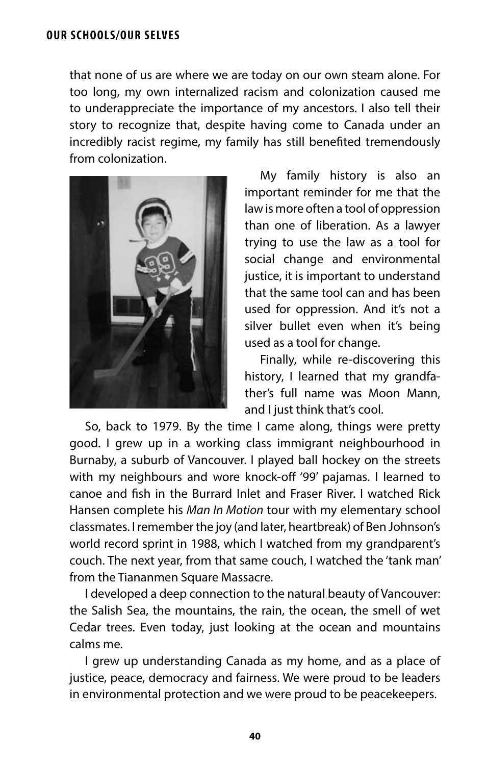that none of us are where we are today on our own steam alone. For too long, my own internalized racism and colonization caused me to underappreciate the importance of my ancestors. I also tell their story to recognize that, despite having come to Canada under an incredibly racist regime, my family has still benefited tremendously from colonization.

My family history is also an important reminder for me that the law is more often a tool of oppression than one of liberation. As a lawyer trying to use the law as a tool for social change and environmental justice, it is important to understand that the same tool can and has been used for oppression. And it's not a silver bullet even when it's being used as a tool for change.

Finally, while re-discovering this history, I learned that my grandfather's full name was Moon Mann, and I just think that's cool.

So, back to 1979. By the time I came along, things were pretty good. I grew up in a working class immigrant neighbourhood in Burnaby, a suburb of Vancouver. I played ball hockey on the streets with my neighbours and wore knock-off '99' pajamas. I learned to canoe and fish in the Burrard Inlet and Fraser River. I watched Rick Hansen complete his *Man In Motion* tour with my elementary school classmates. I remember the joy (and later, heartbreak) of Ben Johnson's world record sprint in 1988, which I watched from my grandparent's couch. The next year, from that same couch, I watched the 'tank man' from the Tiananmen Square Massacre.

I developed a deep connection to the natural beauty of Vancouver: the Salish Sea, the mountains, the rain, the ocean, the smell of wet Cedar trees. Even today, just looking at the ocean and mountains calms me.

I grew up understanding Canada as my home, and as a place of justice, peace, democracy and fairness. We were proud to be leaders in environmental protection and we were proud to be peacekeepers.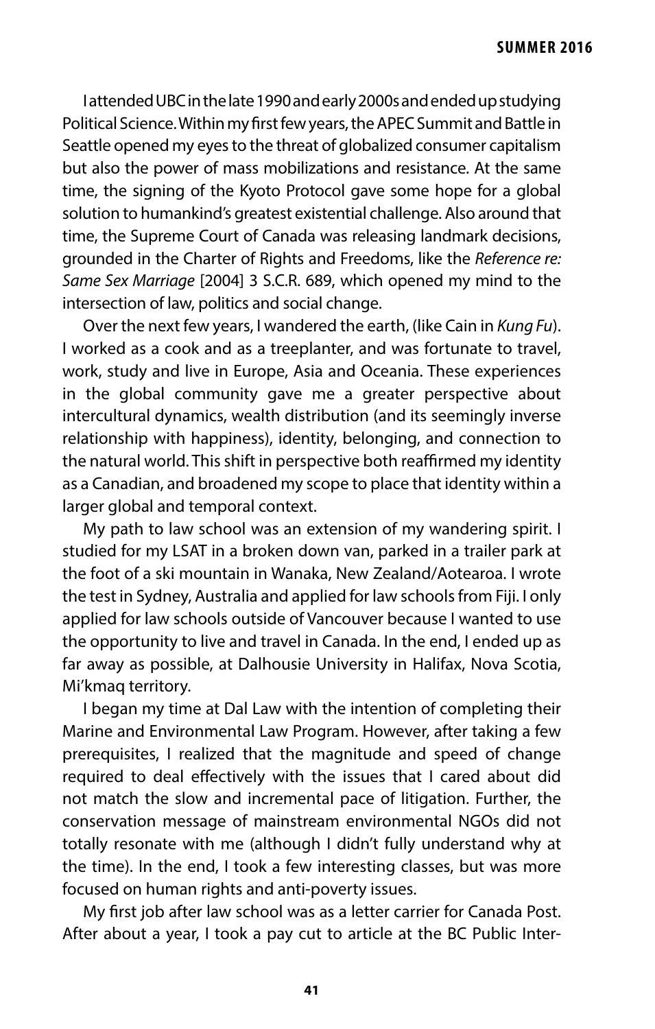I attended UBC in the late 1990 and early 2000s and ended up studying Political Science. Within my first few years, the APEC Summit and Battle in Seattle opened my eyes to the threat of globalized consumer capitalism but also the power of mass mobilizations and resistance. At the same time, the signing of the Kyoto Protocol gave some hope for a global solution to humankind's greatest existential challenge. Also around that time, the Supreme Court of Canada was releasing landmark decisions, grounded in the Charter of Rights and Freedoms, like the *Reference re: Same Sex Marriage* [2004] 3 S.C.R. 689, which opened my mind to the intersection of law, politics and social change.

Over the next few years, I wandered the earth, (like Cain in *Kung Fu*). I worked as a cook and as a treeplanter, and was fortunate to travel, work, study and live in Europe, Asia and Oceania. These experiences in the global community gave me a greater perspective about intercultural dynamics, wealth distribution (and its seemingly inverse relationship with happiness), identity, belonging, and connection to the natural world. This shift in perspective both reaffirmed my identity as a Canadian, and broadened my scope to place that identity within a larger global and temporal context.

My path to law school was an extension of my wandering spirit. I studied for my LSAT in a broken down van, parked in a trailer park at the foot of a ski mountain in Wanaka, New Zealand/Aotearoa. I wrote the test in Sydney, Australia and applied for law schools from Fiji. I only applied for law schools outside of Vancouver because I wanted to use the opportunity to live and travel in Canada. In the end, I ended up as far away as possible, at Dalhousie University in Halifax, Nova Scotia, Mi'kmaq territory.

I began my time at Dal Law with the intention of completing their Marine and Environmental Law Program. However, after taking a few prerequisites, I realized that the magnitude and speed of change required to deal effectively with the issues that I cared about did not match the slow and incremental pace of litigation. Further, the conservation message of mainstream environmental NGOs did not totally resonate with me (although I didn't fully understand why at the time). In the end, I took a few interesting classes, but was more focused on human rights and anti-poverty issues.

My first job after law school was as a letter carrier for Canada Post. After about a year, I took a pay cut to article at the BC Public Inter-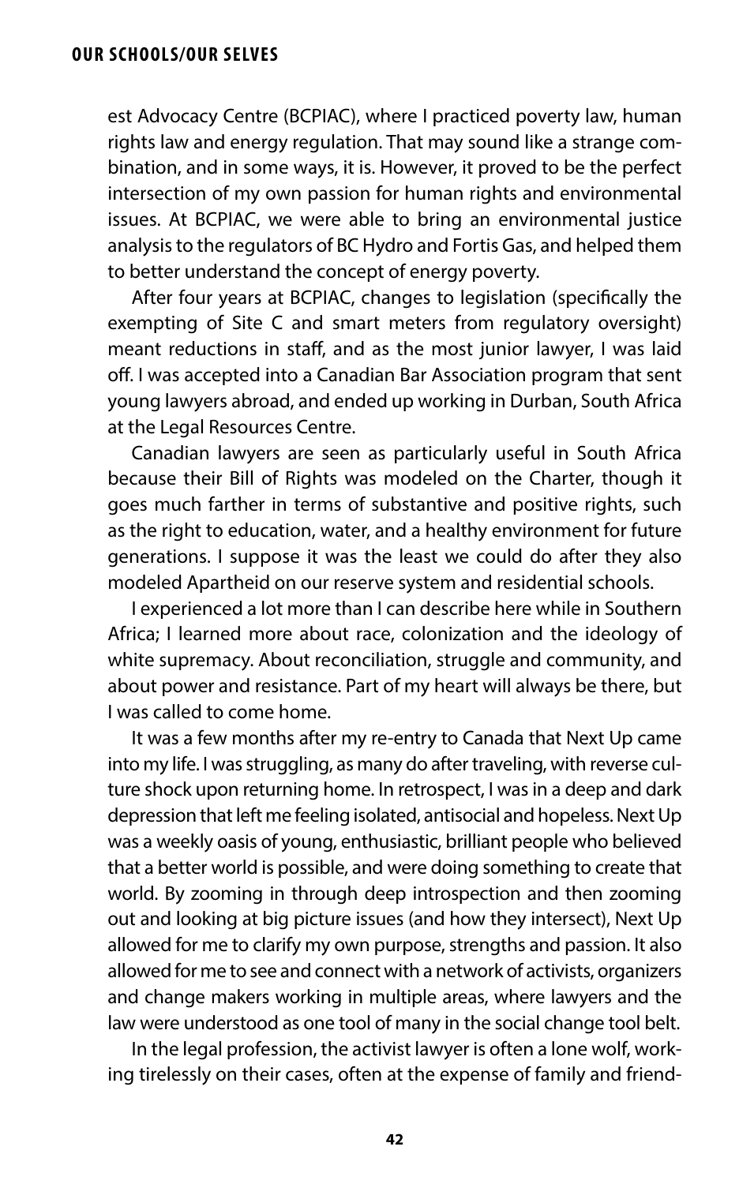est Advocacy Centre (BCPIAC), where I practiced poverty law, human rights law and energy regulation. That may sound like a strange combination, and in some ways, it is. However, it proved to be the perfect intersection of my own passion for human rights and environmental issues. At BCPIAC, we were able to bring an environmental justice analysis to the regulators of BC Hydro and Fortis Gas, and helped them to better understand the concept of energy poverty.

After four years at BCPIAC, changes to legislation (specifically the exempting of Site C and smart meters from regulatory oversight) meant reductions in staff, and as the most junior lawyer, I was laid off. I was accepted into a Canadian Bar Association program that sent young lawyers abroad, and ended up working in Durban, South Africa at the Legal Resources Centre.

Canadian lawyers are seen as particularly useful in South Africa because their Bill of Rights was modeled on the Charter, though it goes much farther in terms of substantive and positive rights, such as the right to education, water, and a healthy environment for future generations. I suppose it was the least we could do after they also modeled Apartheid on our reserve system and residential schools.

I experienced a lot more than I can describe here while in Southern Africa; I learned more about race, colonization and the ideology of white supremacy. About reconciliation, struggle and community, and about power and resistance. Part of my heart will always be there, but I was called to come home.

It was a few months after my re-entry to Canada that Next Up came into my life. I was struggling, as many do after traveling, with reverse culture shock upon returning home. In retrospect, I was in a deep and dark depression that left me feeling isolated, antisocial and hopeless. Next Up was a weekly oasis of young, enthusiastic, brilliant people who believed that a better world is possible, and were doing something to create that world. By zooming in through deep introspection and then zooming out and looking at big picture issues (and how they intersect), Next Up allowed for me to clarify my own purpose, strengths and passion. It also allowed for me to see and connect with a network of activists, organizers and change makers working in multiple areas, where lawyers and the law were understood as one tool of many in the social change tool belt.

In the legal profession, the activist lawyer is often a lone wolf, working tirelessly on their cases, often at the expense of family and friend-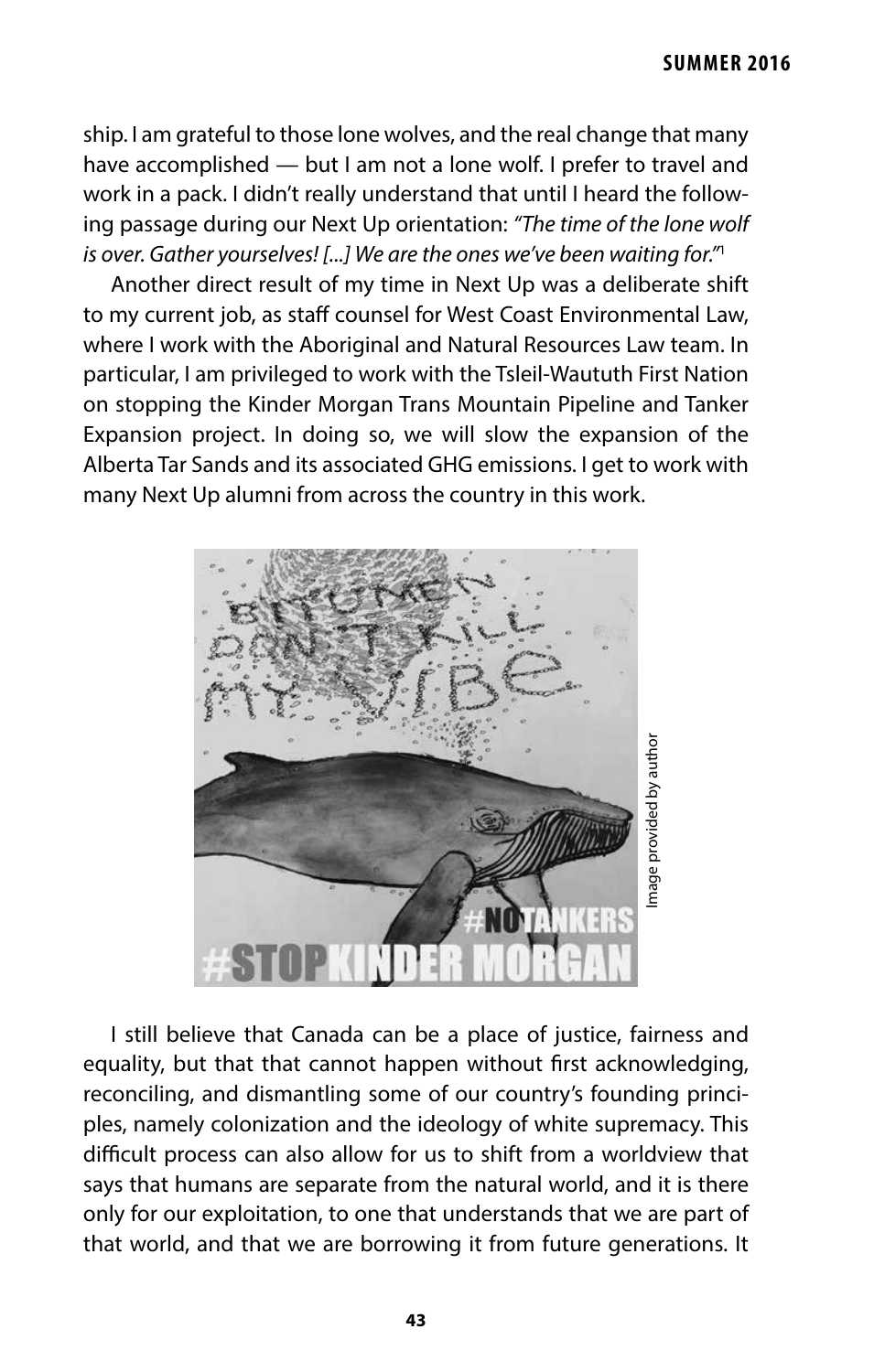ship. I am grateful to those lone wolves, and the real change that many have accomplished — but I am not a lone wolf. I prefer to travel and work in a pack. I didn't really understand that until I heard the following passage during our Next Up orientation: *"The time of the lone wolf is over. Gather yourselves! [...] We are the ones we've been waiting for."*[1]

Another direct result of my time in Next Up was a deliberate shift to my current job, as staff counsel for West Coast Environmental Law, where I work with the Aboriginal and Natural Resources Law team. In particular, I am privileged to work with the Tsleil-Waututh First Nation on stopping the Kinder Morgan Trans Mountain Pipeline and Tanker Expansion project. In doing so, we will slow the expansion of the Alberta Tar Sands and its associated GHG emissions. I get to work with many Next Up alumni from across the country in this work.

Image provided by author

I still believe that Canada can be a place of justice, fairness and equality, but that that cannot happen without first acknowledging, reconciling, and dismantling some of our country's founding principles, namely colonization and the ideology of white supremacy. This difficult process can also allow for us to shift from a worldview that says that humans are separate from the natural world, and it is there only for our exploitation, to one that understands that we are part of that world, and that we are borrowing it from future generations. It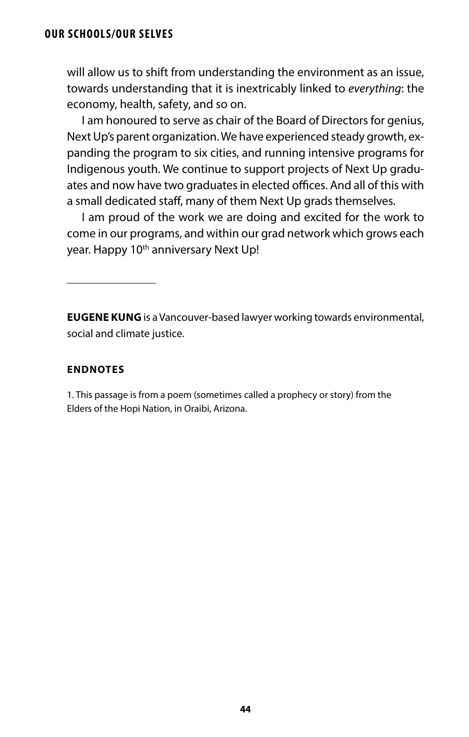will allow us to shift from understanding the environment as an issue, towards understanding that it is inextricably linked to *everything*: the economy, health, safety, and so on.

I am honoured to serve as chair of the Board of Directors for genius, Next Up's parent organization. We have experienced steady growth, expanding the program to six cities, and running intensive programs for Indigenous youth. We continue to support projects of Next Up graduates and now have two graduates in elected offices. And all of this with a small dedicated staff, many of them Next Up grads themselves.

I am proud of the work we are doing and excited for the work to come in our programs, and within our grad network which grows each year. Happy 10th anniversary Next Up!

---

**EUGENE KUNG** is a Vancouver-based lawyer working towards environmental, social and climate justice.

**ENDNOTES**

1. This passage is from a poem (sometimes called a prophecy or story) from the Elders of the Hopi Nation, in Oraibi, Arizona.